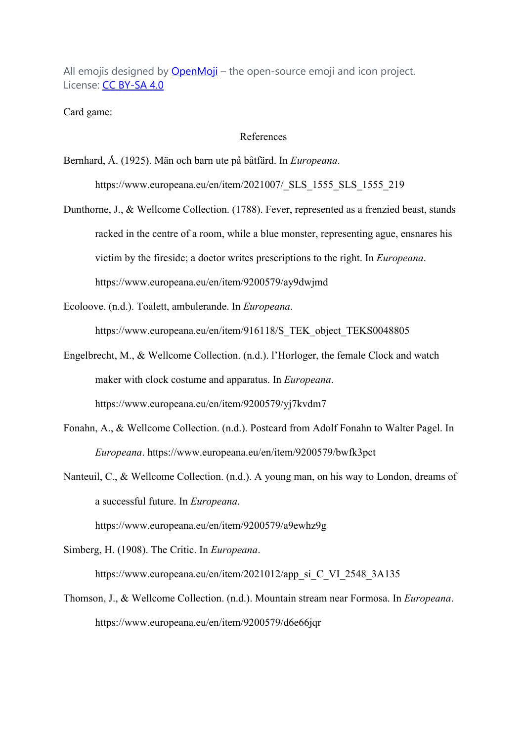All emojis designed by [OpenMoji](https://openmoji.org) – the open-source emoji and icon project. License: [CC BY-SA 4.0](https://creativecommons.org/licenses/by-sa/4.0/)

Card game:

References

Bernhard, Å. (1925). Män och barn ute på båtfärd. In *Europeana*. https://www.europeana.eu/en/item/2021007/_SLS_1555_SLS_1555_219

Dunthorne, J., & Wellcome Collection. (1788). Fever, represented as a frenzied beast, stands racked in the centre of a room, while a blue monster, representing ague, ensnares his victim by the fireside; a doctor writes prescriptions to the right. In *Europeana*. https://www.europeana.eu/en/item/9200579/ay9dwjmd

Ecoloove. (n.d.). Toalett, ambulerande. In *Europeana*. https://www.europeana.eu/en/item/916118/S_TEK_object_TEKS0048805

Engelbrecht, M., & Wellcome Collection. (n.d.). l'Horloger, the female Clock and watch maker with clock costume and apparatus. In *Europeana*. https://www.europeana.eu/en/item/9200579/yj7kvdm7

Fonahn, A., & Wellcome Collection. (n.d.). Postcard from Adolf Fonahn to Walter Pagel. In *Europeana*. https://www.europeana.eu/en/item/9200579/bwfk3pct

Nanteuil, C., & Wellcome Collection. (n.d.). A young man, on his way to London, dreams of a successful future. In *Europeana*. https://www.europeana.eu/en/item/9200579/a9ewhz9g

Simberg, H. (1908). The Critic. In *Europeana*. https://www.europeana.eu/en/item/2021012/app_si_C_VI_2548_3A135

Thomson, J., & Wellcome Collection. (n.d.). Mountain stream near Formosa. In *Europeana*. https://www.europeana.eu/en/item/9200579/d6e66jqr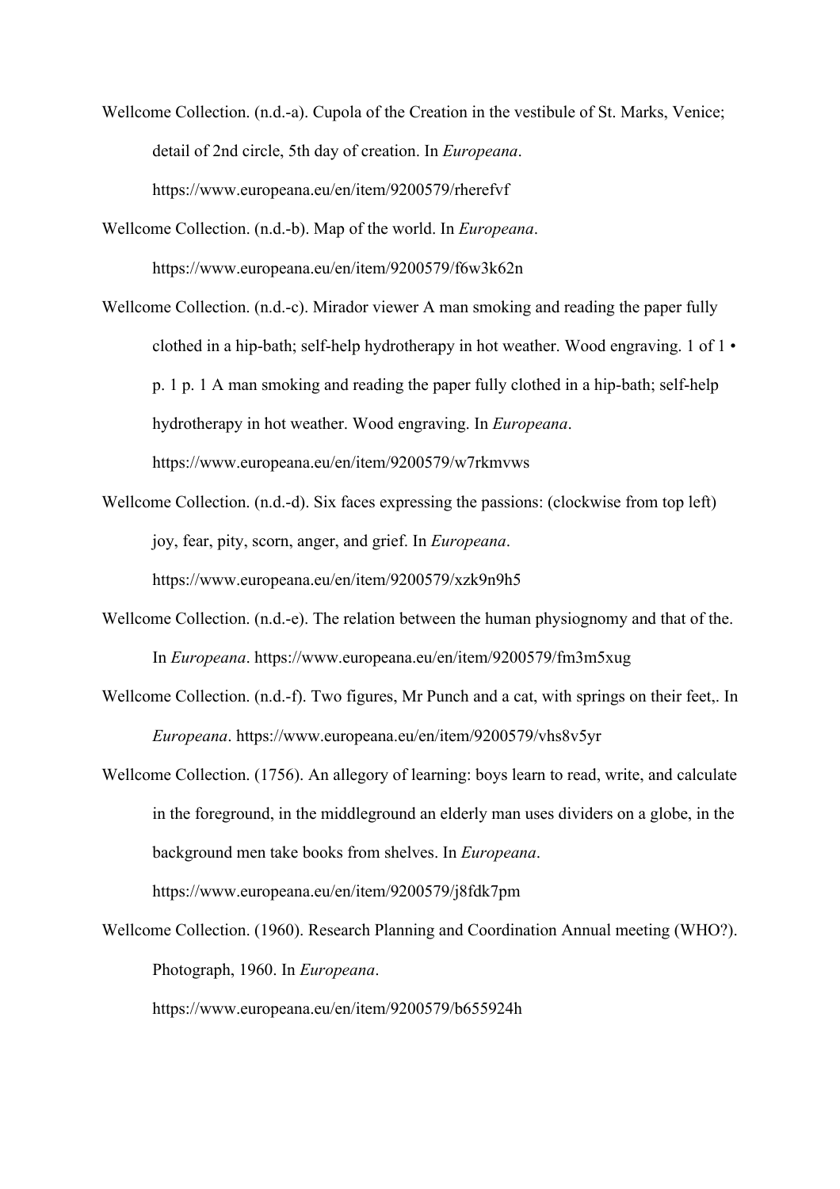Wellcome Collection. (n.d.-a). Cupola of the Creation in the vestibule of St. Marks, Venice; detail of 2nd circle, 5th day of creation. In *Europeana*. https://www.europeana.eu/en/item/9200579/rherefvf

Wellcome Collection. (n.d.-b). Map of the world. In *Europeana*. https://www.europeana.eu/en/item/9200579/f6w3k62n

Wellcome Collection. (n.d.-c). Mirador viewer A man smoking and reading the paper fully clothed in a hip-bath; self-help hydrotherapy in hot weather. Wood engraving. 1 of 1 • p. 1 p. 1 A man smoking and reading the paper fully clothed in a hip-bath; self-help hydrotherapy in hot weather. Wood engraving. In *Europeana*. https://www.europeana.eu/en/item/9200579/w7rkmvws

Wellcome Collection. (n.d.-d). Six faces expressing the passions: (clockwise from top left) joy, fear, pity, scorn, anger, and grief. In *Europeana*. https://www.europeana.eu/en/item/9200579/xzk9n9h5

Wellcome Collection. (n.d.-e). The relation between the human physiognomy and that of the. In *Europeana*. https://www.europeana.eu/en/item/9200579/fm3m5xug

Wellcome Collection. (n.d.-f). Two figures, Mr Punch and a cat, with springs on their feet,. In *Europeana*. https://www.europeana.eu/en/item/9200579/vhs8v5yr

Wellcome Collection. (1756). An allegory of learning: boys learn to read, write, and calculate in the foreground, in the middleground an elderly man uses dividers on a globe, in the background men take books from shelves. In *Europeana*. https://www.europeana.eu/en/item/9200579/j8fdk7pm

Wellcome Collection. (1960). Research Planning and Coordination Annual meeting (WHO?). Photograph, 1960. In *Europeana*. https://www.europeana.eu/en/item/9200579/b655924h